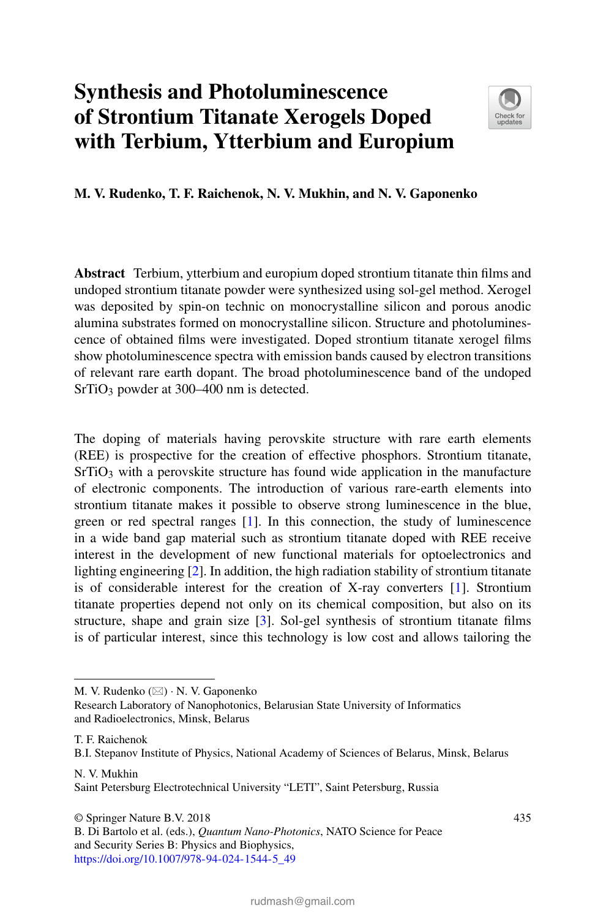# Synthesis and Photoluminescence of Strontium Titanate Xerogels Doped with Terbium, Ytterbium and Europium

**M. V. Rudenko, T. F. Raichenok, N. V. Mukhin, and N. V. Gaponenko**

**Abstract** Terbium, ytterbium and europium doped strontium titanate thin films and undoped strontium titanate powder were synthesized using sol-gel method. Xerogel was deposited by spin-on technic on monocrystalline silicon and porous anodic alumina substrates formed on monocrystalline silicon. Structure and photoluminescence of obtained films were investigated. Doped strontium titanate xerogel films show photoluminescence spectra with emission bands caused by electron transitions of relevant rare earth dopant. The broad photoluminescence band of the undoped $SrTiO_3$ powder at 300–400 nm is detected.

The doping of materials having perovskite structure with rare earth elements (REE) is prospective for the creation of effective phosphors. Strontium titanate, $SrTiO_3$ with a perovskite structure has found wide application in the manufacture of electronic components. The introduction of various rare-earth elements into strontium titanate makes it possible to observe strong luminescence in the blue, green or red spectral ranges [1]. In this connection, the study of luminescence in a wide band gap material such as strontium titanate doped with REE receive interest in the development of new functional materials for optoelectronics and lighting engineering [2]. In addition, the high radiation stability of strontium titanate is of considerable interest for the creation of X-ray converters [1]. Strontium titanate properties depend not only on its chemical composition, but also on its structure, shape and grain size [3]. Sol-gel synthesis of strontium titanate films is of particular interest, since this technology is low cost and allows tailoring the

---

M. V. Rudenko (✉) · N. V. Gaponenko
Research Laboratory of Nanophotonics, Belarusian State University of Informatics and Radioelectronics, Minsk, Belarus

T. F. Raichenok
B.I. Stepanov Institute of Physics, National Academy of Sciences of Belarus, Minsk, Belarus

N. V. Mukhin
Saint Petersburg Electrotechnical University "LETI", Saint Petersburg, Russia

© Springer Nature B.V. 2018
B. Di Bartolo et al. (eds.), *Quantum Nano-Photonics*, NATO Science for Peace and Security Series B: Physics and Biophysics,
https://doi.org/10.1007/978-94-024-1544-5_49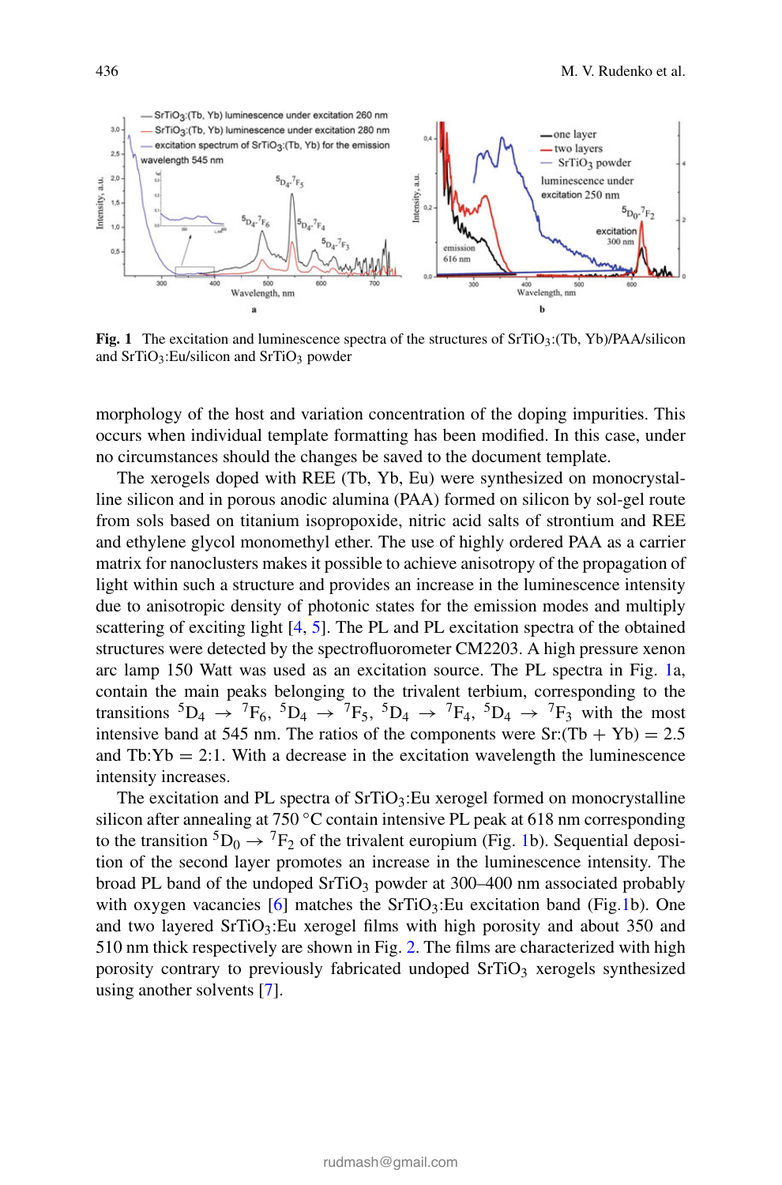**Fig. 1** The excitation and luminescence spectra of the structures of $SrTiO_3$:(Tb, Yb)/PAA/silicon and $SrTiO_3$:Eu/silicon and $SrTiO_3$ powder

morphology of the host and variation concentration of the doping impurities. This occurs when individual template formatting has been modified. In this case, under no circumstances should the changes be saved to the document template.

The xerogels doped with REE (Tb, Yb, Eu) were synthesized on monocrystalline silicon and in porous anodic alumina (PAA) formed on silicon by sol-gel route from sols based on titanium isopropoxide, nitric acid salts of strontium and REE and ethylene glycol monomethyl ether. The use of highly ordered PAA as a carrier matrix for nanoclusters makes it possible to achieve anisotropy of the propagation of light within such a structure and provides an increase in the luminescence intensity due to anisotropic density of photonic states for the emission modes and multiply scattering of exciting light [4, 5]. The PL and PL excitation spectra of the obtained structures were detected by the spectrofluorometer CM2203. A high pressure xenon arc lamp 150 Watt was used as an excitation source. The PL spectra in Fig. 1a, contain the main peaks belonging to the trivalent terbium, corresponding to the transitions $^5D_4 \rightarrow {}^7F_6$, $^5D_4 \rightarrow {}^7F_5$, $^5D_4 \rightarrow {}^7F_4$, $^5D_4 \rightarrow {}^7F_3$ with the most intensive band at 545 nm. The ratios of the components were Sr:(Tb + Yb) = 2.5 and Tb:Yb = 2:1. With a decrease in the excitation wavelength the luminescence intensity increases.

The excitation and PL spectra of $SrTiO_3$:Eu xerogel formed on monocrystalline silicon after annealing at 750 °C contain intensive PL peak at 618 nm corresponding to the transition $^5D_0 \rightarrow {}^7F_2$ of the trivalent europium (Fig. 1b). Sequential deposition of the second layer promotes an increase in the luminescence intensity. The broad PL band of the undoped $SrTiO_3$ powder at 300–400 nm associated probably with oxygen vacancies [6] matches the $SrTiO_3$:Eu excitation band (Fig.1b). One and two layered $SrTiO_3$:Eu xerogel films with high porosity and about 350 and 510 nm thick respectively are shown in Fig. 2. The films are characterized with high porosity contrary to previously fabricated undoped $SrTiO_3$ xerogels synthesized using another solvents [7].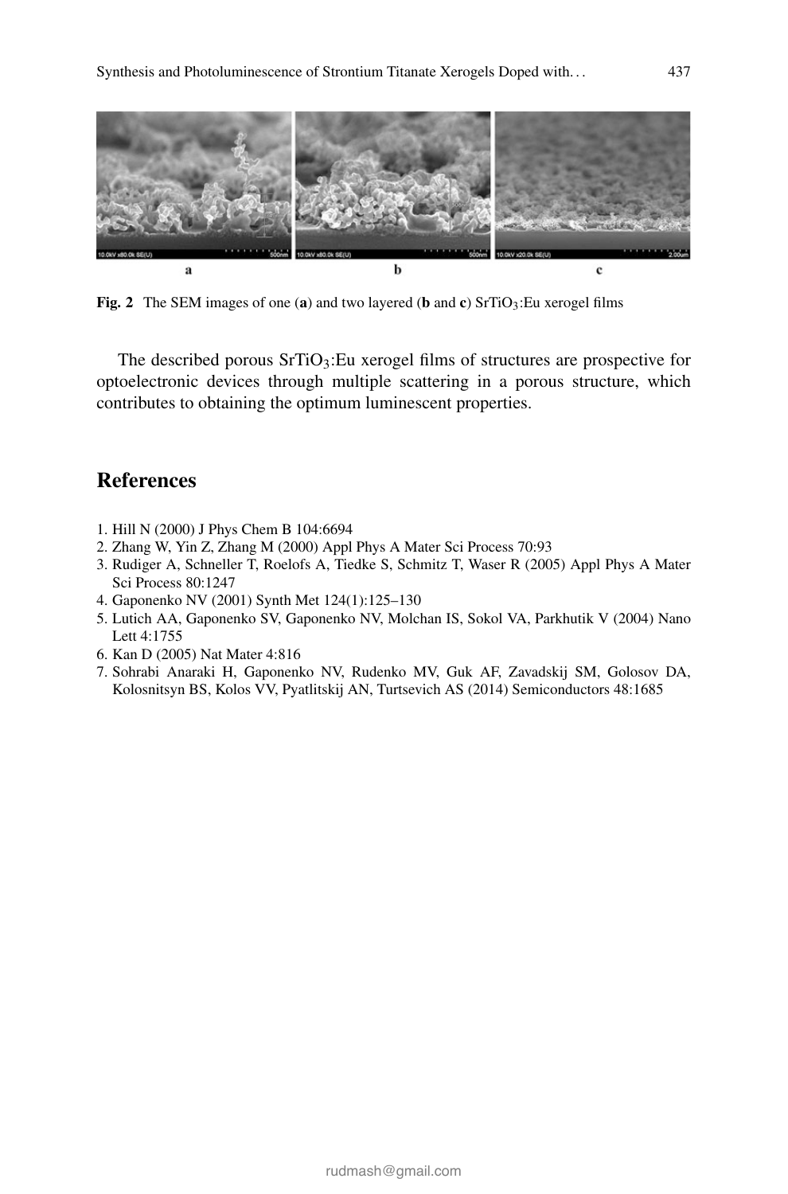Fig. 2 The SEM images of one (**a**) and two layered (**b** and **c**) $SrTiO_3$:Eu xerogel films

The described porous $SrTiO_3$:Eu xerogel films of structures are prospective for optoelectronic devices through multiple scattering in a porous structure, which contributes to obtaining the optimum luminescent properties.

## References

1. Hill N (2000) J Phys Chem B 104:6694
2. Zhang W, Yin Z, Zhang M (2000) Appl Phys A Mater Sci Process 70:93
3. Rudiger A, Schneller T, Roelofs A, Tiedke S, Schmitz T, Waser R (2005) Appl Phys A Mater Sci Process 80:1247
4. Gaponenko NV (2001) Synth Met 124(1):125–130
5. Lutich AA, Gaponenko SV, Gaponenko NV, Molchan IS, Sokol VA, Parkhutik V (2004) Nano Lett 4:1755
6. Kan D (2005) Nat Mater 4:816
7. Sohrabi Anaraki H, Gaponenko NV, Rudenko MV, Guk AF, Zavadskij SM, Golosov DA, Kolosnitsyn BS, Kolos VV, Pyatlitskij AN, Turtsevich AS (2014) Semiconductors 48:1685

rudmash@gmail.com